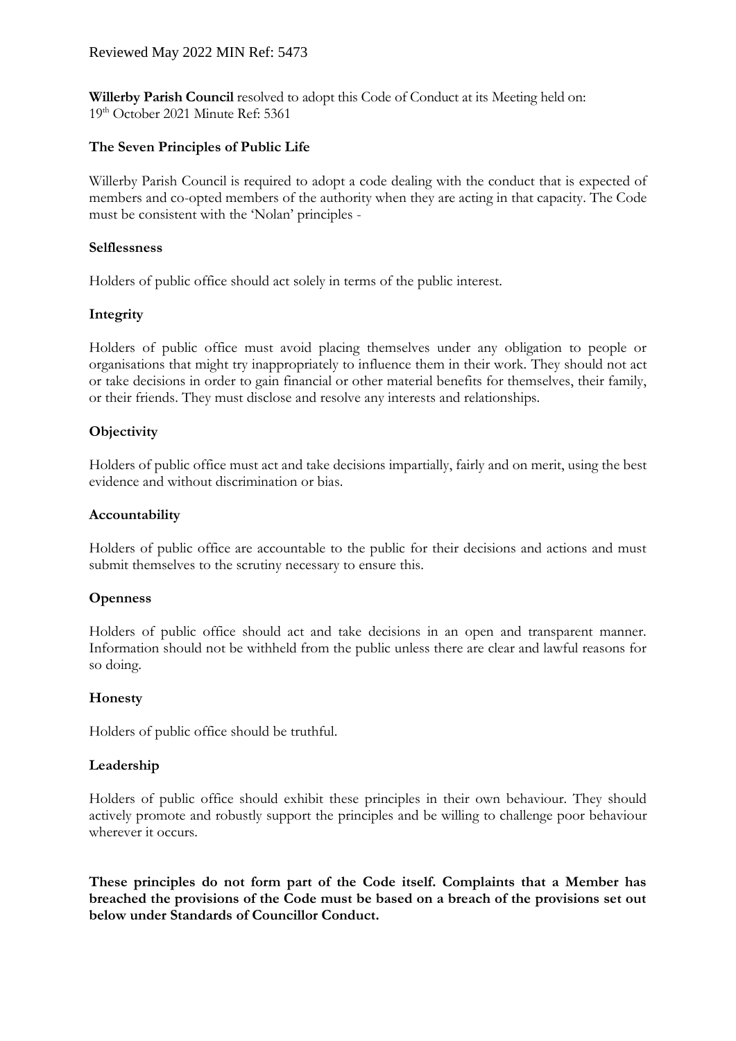Reviewed May 2022 MIN Ref: 5473

**Willerby Parish Council** resolved to adopt this Code of Conduct at its Meeting held on: 19th October 2021 Minute Ref: 5361

## The Seven Principles of Public Life

Willerby Parish Council is required to adopt a code dealing with the conduct that is expected of members and co-opted members of the authority when they are acting in that capacity. The Code must be consistent with the 'Nolan' principles -

### Selflessness

Holders of public office should act solely in terms of the public interest.

### Integrity

Holders of public office must avoid placing themselves under any obligation to people or organisations that might try inappropriately to influence them in their work. They should not act or take decisions in order to gain financial or other material benefits for themselves, their family, or their friends. They must disclose and resolve any interests and relationships.

### Objectivity

Holders of public office must act and take decisions impartially, fairly and on merit, using the best evidence and without discrimination or bias.

### Accountability

Holders of public office are accountable to the public for their decisions and actions and must submit themselves to the scrutiny necessary to ensure this.

### Openness

Holders of public office should act and take decisions in an open and transparent manner. Information should not be withheld from the public unless there are clear and lawful reasons for so doing.

### Honesty

Holders of public office should be truthful.

### Leadership

Holders of public office should exhibit these principles in their own behaviour. They should actively promote and robustly support the principles and be willing to challenge poor behaviour wherever it occurs.

**These principles do not form part of the Code itself. Complaints that a Member has breached the provisions of the Code must be based on a breach of the provisions set out below under Standards of Councillor Conduct.**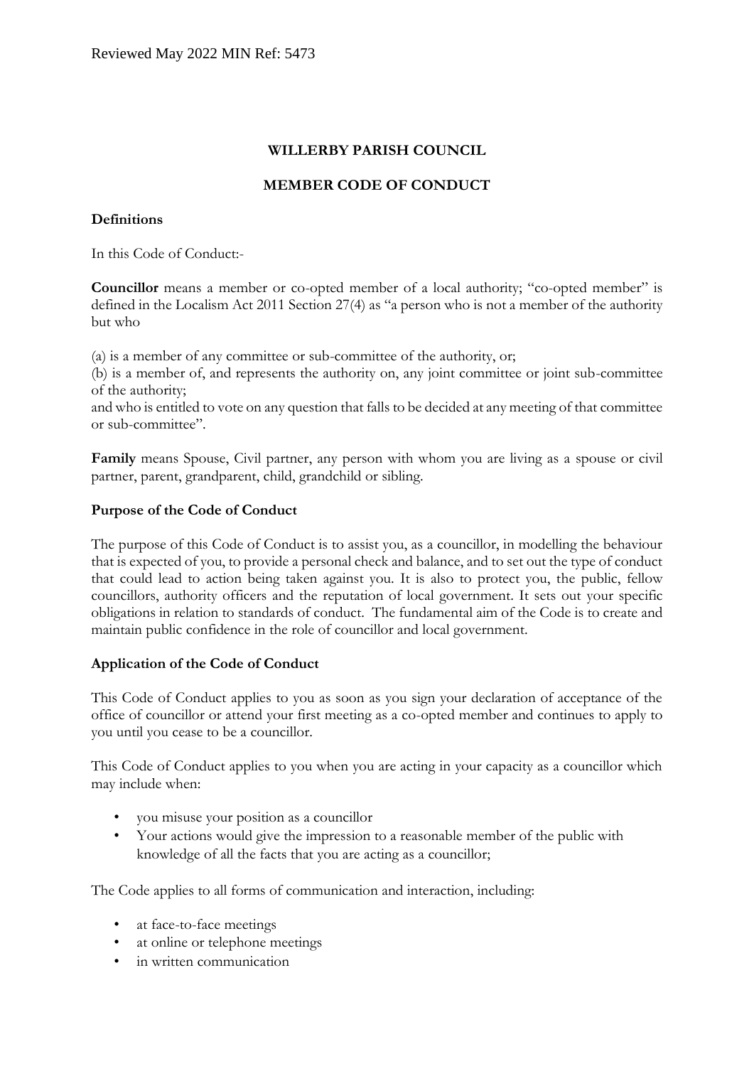Reviewed May 2022 MIN Ref: 5473

**WILLERBY PARISH COUNCIL**

**MEMBER CODE OF CONDUCT**

**Definitions**

In this Code of Conduct:-

**Councillor** means a member or co-opted member of a local authority; "co-opted member" is defined in the Localism Act 2011 Section 27(4) as "a person who is not a member of the authority but who

(a) is a member of any committee or sub-committee of the authority, or;
(b) is a member of, and represents the authority on, any joint committee or joint sub-committee of the authority;
and who is entitled to vote on any question that falls to be decided at any meeting of that committee or sub-committee".

**Family** means Spouse, Civil partner, any person with whom you are living as a spouse or civil partner, parent, grandparent, child, grandchild or sibling.

**Purpose of the Code of Conduct**

The purpose of this Code of Conduct is to assist you, as a councillor, in modelling the behaviour that is expected of you, to provide a personal check and balance, and to set out the type of conduct that could lead to action being taken against you. It is also to protect you, the public, fellow councillors, authority officers and the reputation of local government. It sets out your specific obligations in relation to standards of conduct. The fundamental aim of the Code is to create and maintain public confidence in the role of councillor and local government.

**Application of the Code of Conduct**

This Code of Conduct applies to you as soon as you sign your declaration of acceptance of the office of councillor or attend your first meeting as a co-opted member and continues to apply to you until you cease to be a councillor.

This Code of Conduct applies to you when you are acting in your capacity as a councillor which may include when:

- you misuse your position as a councillor
- Your actions would give the impression to a reasonable member of the public with knowledge of all the facts that you are acting as a councillor;

The Code applies to all forms of communication and interaction, including:

- at face-to-face meetings
- at online or telephone meetings
- in written communication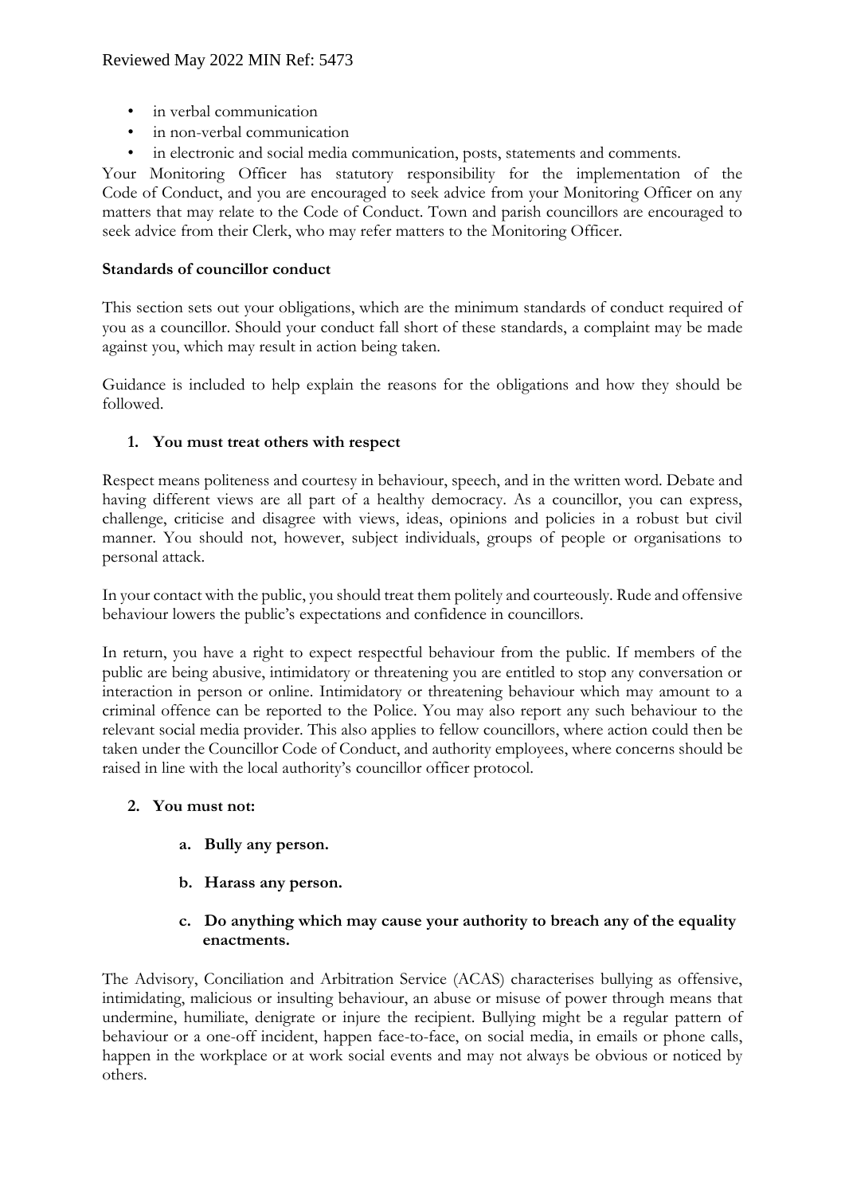- in verbal communication
- in non-verbal communication
- in electronic and social media communication, posts, statements and comments.

Your Monitoring Officer has statutory responsibility for the implementation of the Code of Conduct, and you are encouraged to seek advice from your Monitoring Officer on any matters that may relate to the Code of Conduct. Town and parish councillors are encouraged to seek advice from their Clerk, who may refer matters to the Monitoring Officer.

**Standards of councillor conduct**

This section sets out your obligations, which are the minimum standards of conduct required of you as a councillor. Should your conduct fall short of these standards, a complaint may be made against you, which may result in action being taken.

Guidance is included to help explain the reasons for the obligations and how they should be followed.

1. **You must treat others with respect**

Respect means politeness and courtesy in behaviour, speech, and in the written word. Debate and having different views are all part of a healthy democracy. As a councillor, you can express, challenge, criticise and disagree with views, ideas, opinions and policies in a robust but civil manner. You should not, however, subject individuals, groups of people or organisations to personal attack.

In your contact with the public, you should treat them politely and courteously. Rude and offensive behaviour lowers the public's expectations and confidence in councillors.

In return, you have a right to expect respectful behaviour from the public. If members of the public are being abusive, intimidatory or threatening you are entitled to stop any conversation or interaction in person or online. Intimidatory or threatening behaviour which may amount to a criminal offence can be reported to the Police. You may also report any such behaviour to the relevant social media provider. This also applies to fellow councillors, where action could then be taken under the Councillor Code of Conduct, and authority employees, where concerns should be raised in line with the local authority's councillor officer protocol.

2. **You must not:**

   a. **Bully any person.**

   b. **Harass any person.**

   c. **Do anything which may cause your authority to breach any of the equality enactments.**

The Advisory, Conciliation and Arbitration Service (ACAS) characterises bullying as offensive, intimidating, malicious or insulting behaviour, an abuse or misuse of power through means that undermine, humiliate, denigrate or injure the recipient. Bullying might be a regular pattern of behaviour or a one-off incident, happen face-to-face, on social media, in emails or phone calls, happen in the workplace or at work social events and may not always be obvious or noticed by others.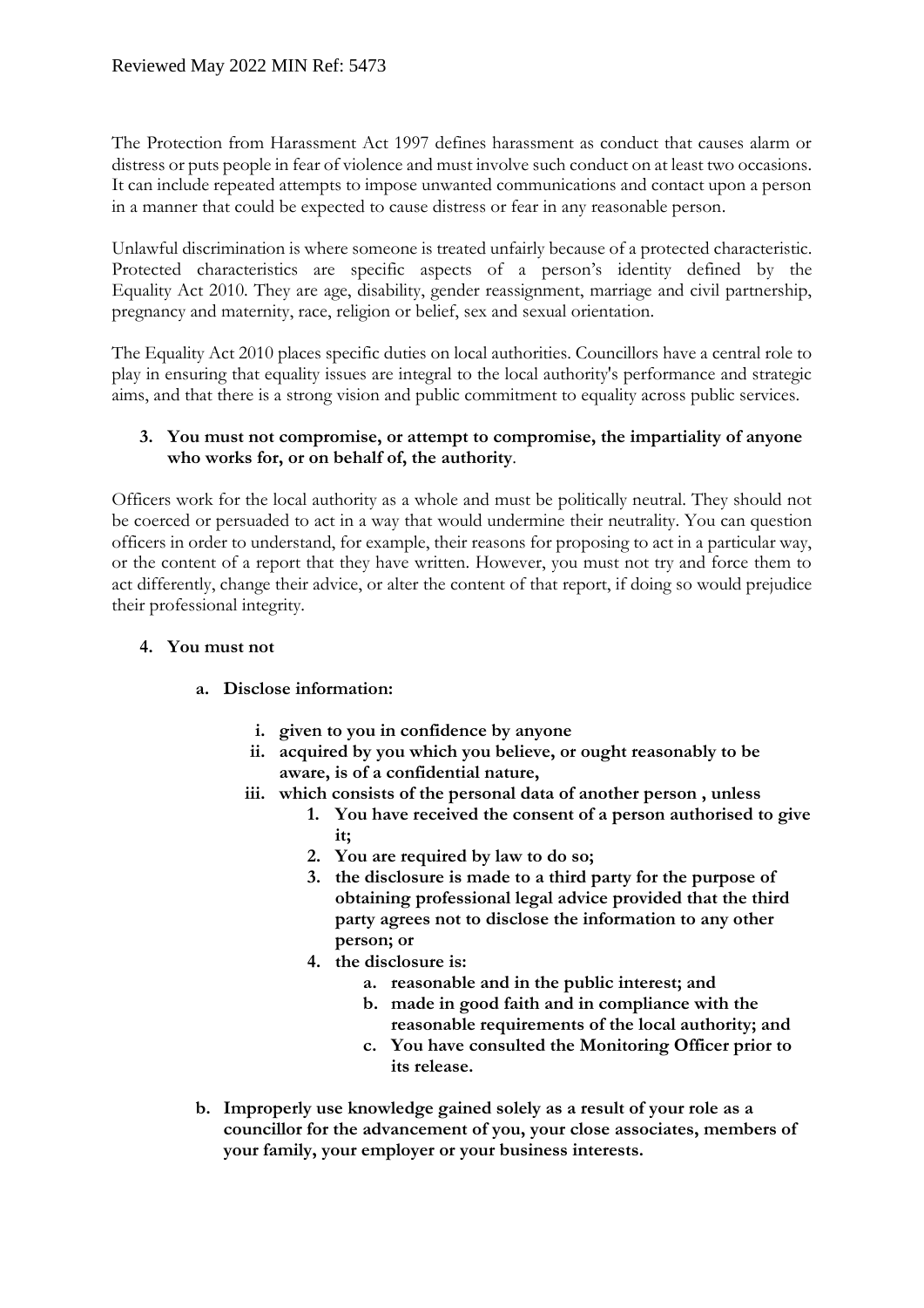The Protection from Harassment Act 1997 defines harassment as conduct that causes alarm or distress or puts people in fear of violence and must involve such conduct on at least two occasions. It can include repeated attempts to impose unwanted communications and contact upon a person in a manner that could be expected to cause distress or fear in any reasonable person.

Unlawful discrimination is where someone is treated unfairly because of a protected characteristic. Protected characteristics are specific aspects of a person's identity defined by the Equality Act 2010. They are age, disability, gender reassignment, marriage and civil partnership, pregnancy and maternity, race, religion or belief, sex and sexual orientation.

The Equality Act 2010 places specific duties on local authorities. Councillors have a central role to play in ensuring that equality issues are integral to the local authority's performance and strategic aims, and that there is a strong vision and public commitment to equality across public services.

3. **You must not compromise, or attempt to compromise, the impartiality of anyone who works for, or on behalf of, the authority**.

Officers work for the local authority as a whole and must be politically neutral. They should not be coerced or persuaded to act in a way that would undermine their neutrality. You can question officers in order to understand, for example, their reasons for proposing to act in a particular way, or the content of a report that they have written. However, you must not try and force them to act differently, change their advice, or alter the content of that report, if doing so would prejudice their professional integrity.

4. **You must not**

   a. **Disclose information:**

      i. **given to you in confidence by anyone**
      ii. **acquired by you which you believe, or ought reasonably to be aware, is of a confidential nature,**
      iii. **which consists of the personal data of another person , unless**
         1. **You have received the consent of a person authorised to give it;**
         2. **You are required by law to do so;**
         3. **the disclosure is made to a third party for the purpose of obtaining professional legal advice provided that the third party agrees not to disclose the information to any other person; or**
         4. **the disclosure is:**
            a. **reasonable and in the public interest; and**
            b. **made in good faith and in compliance with the reasonable requirements of the local authority; and**
            c. **You have consulted the Monitoring Officer prior to its release.**

   b. **Improperly use knowledge gained solely as a result of your role as a councillor for the advancement of you, your close associates, members of your family, your employer or your business interests.**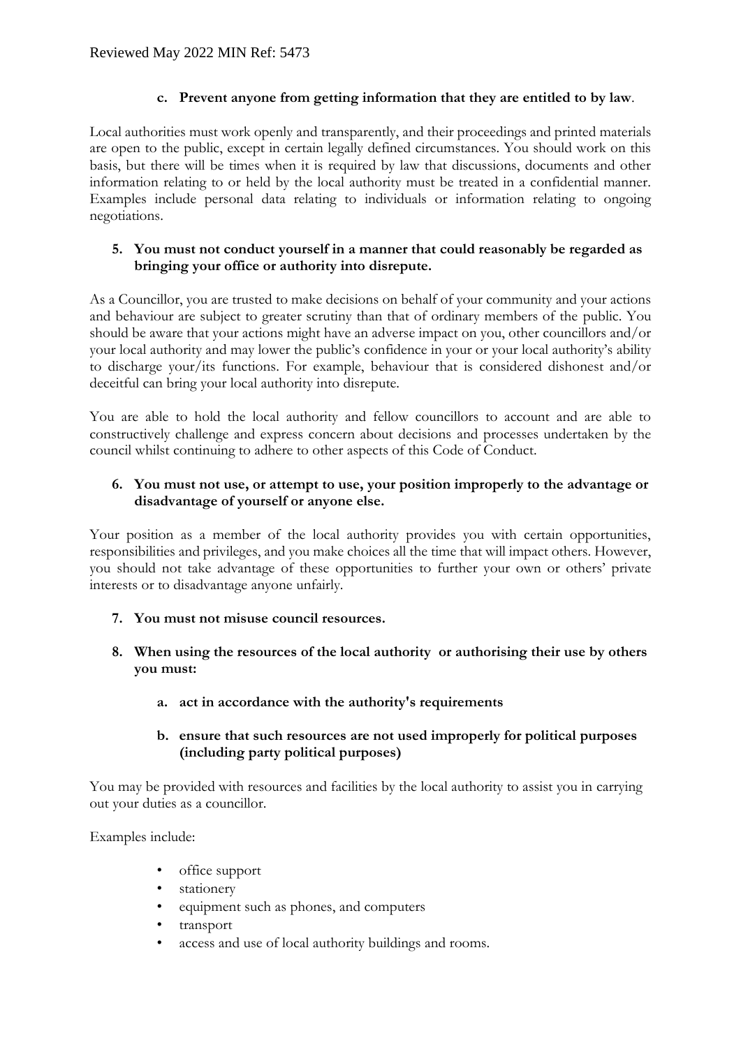**c. Prevent anyone from getting information that they are entitled to by law**.

Local authorities must work openly and transparently, and their proceedings and printed materials are open to the public, except in certain legally defined circumstances. You should work on this basis, but there will be times when it is required by law that discussions, documents and other information relating to or held by the local authority must be treated in a confidential manner. Examples include personal data relating to individuals or information relating to ongoing negotiations.

**5. You must not conduct yourself in a manner that could reasonably be regarded as bringing your office or authority into disrepute.**

As a Councillor, you are trusted to make decisions on behalf of your community and your actions and behaviour are subject to greater scrutiny than that of ordinary members of the public. You should be aware that your actions might have an adverse impact on you, other councillors and/or your local authority and may lower the public's confidence in your or your local authority's ability to discharge your/its functions. For example, behaviour that is considered dishonest and/or deceitful can bring your local authority into disrepute.

You are able to hold the local authority and fellow councillors to account and are able to constructively challenge and express concern about decisions and processes undertaken by the council whilst continuing to adhere to other aspects of this Code of Conduct.

**6. You must not use, or attempt to use, your position improperly to the advantage or disadvantage of yourself or anyone else.**

Your position as a member of the local authority provides you with certain opportunities, responsibilities and privileges, and you make choices all the time that will impact others. However, you should not take advantage of these opportunities to further your own or others' private interests or to disadvantage anyone unfairly.

**7. You must not misuse council resources.**

**8. When using the resources of the local authority or authorising their use by others you must:**

**a. act in accordance with the authority's requirements**

**b. ensure that such resources are not used improperly for political purposes (including party political purposes)**

You may be provided with resources and facilities by the local authority to assist you in carrying out your duties as a councillor.

Examples include:

- office support
- stationery
- equipment such as phones, and computers
- transport
- access and use of local authority buildings and rooms.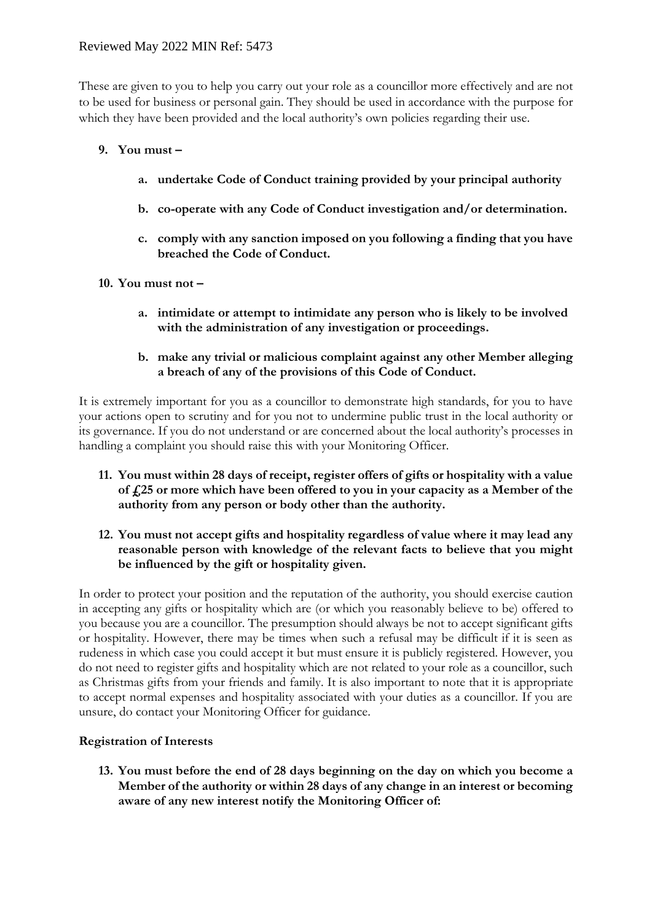These are given to you to help you carry out your role as a councillor more effectively and are not to be used for business or personal gain. They should be used in accordance with the purpose for which they have been provided and the local authority's own policies regarding their use.

9. **You must –**

    a. **undertake Code of Conduct training provided by your principal authority**

    b. **co-operate with any Code of Conduct investigation and/or determination.**

    c. **comply with any sanction imposed on you following a finding that you have breached the Code of Conduct.**

10. **You must not –**

    a. **intimidate or attempt to intimidate any person who is likely to be involved with the administration of any investigation or proceedings.**

    b. **make any trivial or malicious complaint against any other Member alleging a breach of any of the provisions of this Code of Conduct.**

It is extremely important for you as a councillor to demonstrate high standards, for you to have your actions open to scrutiny and for you not to undermine public trust in the local authority or its governance. If you do not understand or are concerned about the local authority's processes in handling a complaint you should raise this with your Monitoring Officer.

11. **You must within 28 days of receipt, register offers of gifts or hospitality with a value of £25 or more which have been offered to you in your capacity as a Member of the authority from any person or body other than the authority.**

12. **You must not accept gifts and hospitality regardless of value where it may lead any reasonable person with knowledge of the relevant facts to believe that you might be influenced by the gift or hospitality given.**

In order to protect your position and the reputation of the authority, you should exercise caution in accepting any gifts or hospitality which are (or which you reasonably believe to be) offered to you because you are a councillor. The presumption should always be not to accept significant gifts or hospitality. However, there may be times when such a refusal may be difficult if it is seen as rudeness in which case you could accept it but must ensure it is publicly registered. However, you do not need to register gifts and hospitality which are not related to your role as a councillor, such as Christmas gifts from your friends and family. It is also important to note that it is appropriate to accept normal expenses and hospitality associated with your duties as a councillor. If you are unsure, do contact your Monitoring Officer for guidance.

**Registration of Interests**

13. **You must before the end of 28 days beginning on the day on which you become a Member of the authority or within 28 days of any change in an interest or becoming aware of any new interest notify the Monitoring Officer of:**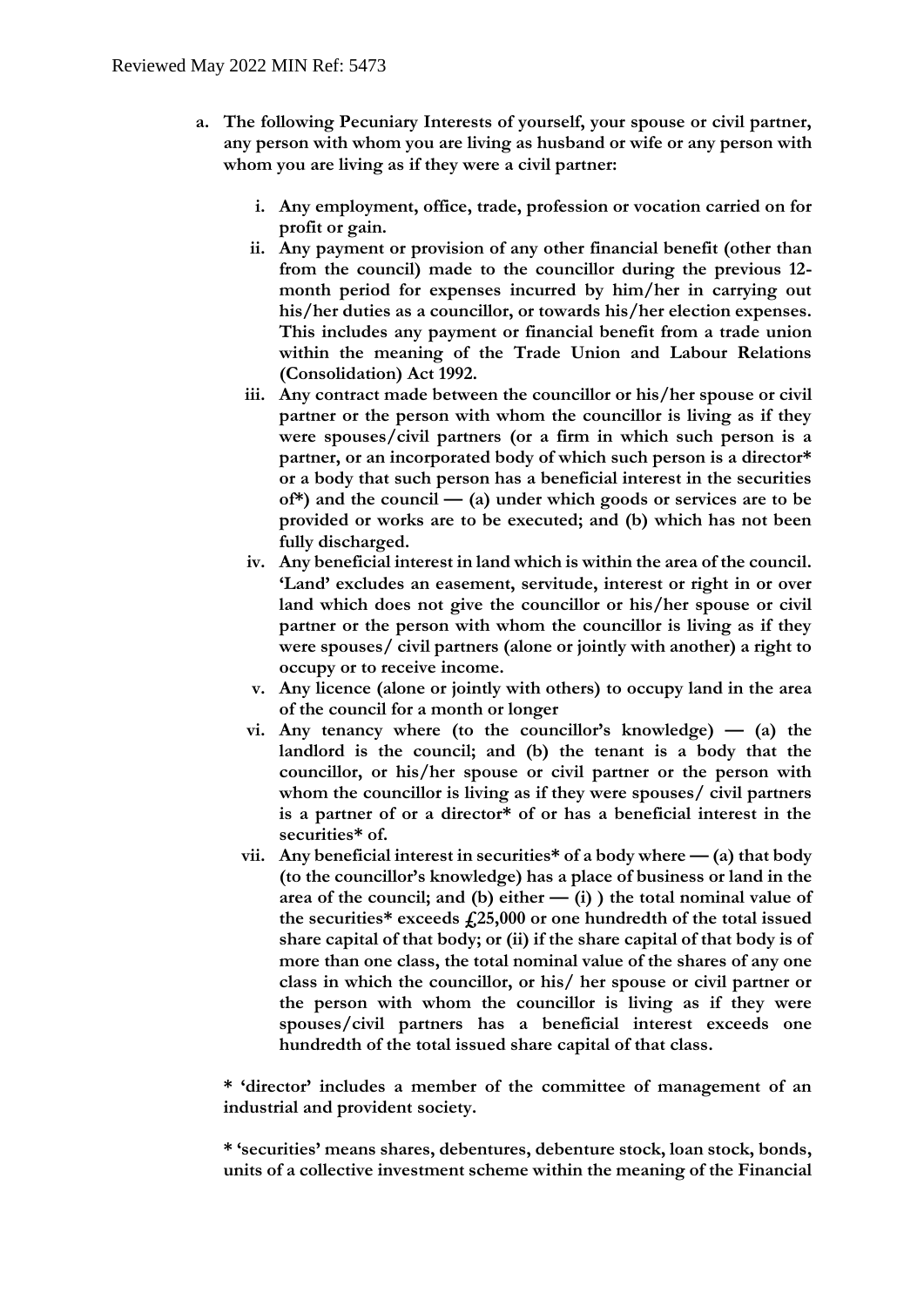**a. The following Pecuniary Interests of yourself, your spouse or civil partner, any person with whom you are living as husband or wife or any person with whom you are living as if they were a civil partner:**

**i. Any employment, office, trade, profession or vocation carried on for profit or gain.**

**ii. Any payment or provision of any other financial benefit (other than from the council) made to the councillor during the previous 12-month period for expenses incurred by him/her in carrying out his/her duties as a councillor, or towards his/her election expenses. This includes any payment or financial benefit from a trade union within the meaning of the Trade Union and Labour Relations (Consolidation) Act 1992.**

**iii. Any contract made between the councillor or his/her spouse or civil partner or the person with whom the councillor is living as if they were spouses/civil partners (or a firm in which such person is a partner, or an incorporated body of which such person is a director* or a body that such person has a beneficial interest in the securities of*) and the council — (a) under which goods or services are to be provided or works are to be executed; and (b) which has not been fully discharged.**

**iv. Any beneficial interest in land which is within the area of the council. 'Land' excludes an easement, servitude, interest or right in or over land which does not give the councillor or his/her spouse or civil partner or the person with whom the councillor is living as if they were spouses/ civil partners (alone or jointly with another) a right to occupy or to receive income.**

**v. Any licence (alone or jointly with others) to occupy land in the area of the council for a month or longer**

**vi. Any tenancy where (to the councillor's knowledge) — (a) the landlord is the council; and (b) the tenant is a body that the councillor, or his/her spouse or civil partner or the person with whom the councillor is living as if they were spouses/ civil partners is a partner of or a director* of or has a beneficial interest in the securities* of.**

**vii. Any beneficial interest in securities* of a body where — (a) that body (to the councillor's knowledge) has a place of business or land in the area of the council; and (b) either — (i) ) the total nominal value of the securities* exceeds £25,000 or one hundredth of the total issued share capital of that body; or (ii) if the share capital of that body is of more than one class, the total nominal value of the shares of any one class in which the councillor, or his/ her spouse or civil partner or the person with whom the councillor is living as if they were spouses/civil partners has a beneficial interest exceeds one hundredth of the total issued share capital of that class.**

**\* 'director' includes a member of the committee of management of an industrial and provident society.**

**\* 'securities' means shares, debentures, debenture stock, loan stock, bonds, units of a collective investment scheme within the meaning of the Financial**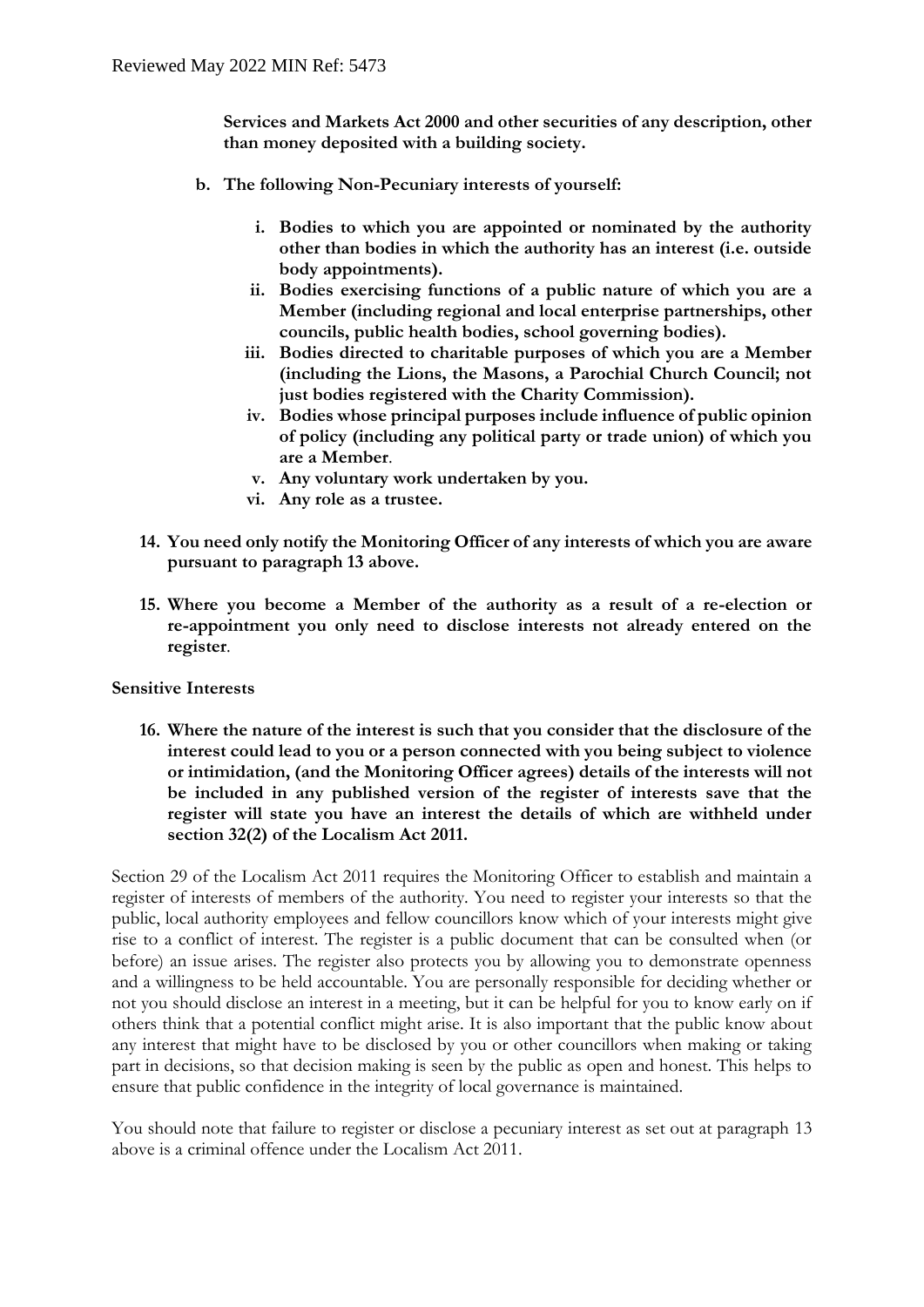**Services and Markets Act 2000 and other securities of any description, other than money deposited with a building society.**

- **b. The following Non-Pecuniary interests of yourself:**

  - **i. Bodies to which you are appointed or nominated by the authority other than bodies in which the authority has an interest (i.e. outside body appointments).**
  - **ii. Bodies exercising functions of a public nature of which you are a Member (including regional and local enterprise partnerships, other councils, public health bodies, school governing bodies).**
  - **iii. Bodies directed to charitable purposes of which you are a Member (including the Lions, the Masons, a Parochial Church Council; not just bodies registered with the Charity Commission).**
  - **iv. Bodies whose principal purposes include influence of public opinion of policy (including any political party or trade union) of which you are a Member.**
  - **v. Any voluntary work undertaken by you.**
  - **vi. Any role as a trustee.**

**14. You need only notify the Monitoring Officer of any interests of which you are aware pursuant to paragraph 13 above.**

**15. Where you become a Member of the authority as a result of a re-election or re-appointment you only need to disclose interests not already entered on the register.**

**Sensitive Interests**

**16. Where the nature of the interest is such that you consider that the disclosure of the interest could lead to you or a person connected with you being subject to violence or intimidation, (and the Monitoring Officer agrees) details of the interests will not be included in any published version of the register of interests save that the register will state you have an interest the details of which are withheld under section 32(2) of the Localism Act 2011.**

Section 29 of the Localism Act 2011 requires the Monitoring Officer to establish and maintain a register of interests of members of the authority. You need to register your interests so that the public, local authority employees and fellow councillors know which of your interests might give rise to a conflict of interest. The register is a public document that can be consulted when (or before) an issue arises. The register also protects you by allowing you to demonstrate openness and a willingness to be held accountable. You are personally responsible for deciding whether or not you should disclose an interest in a meeting, but it can be helpful for you to know early on if others think that a potential conflict might arise. It is also important that the public know about any interest that might have to be disclosed by you or other councillors when making or taking part in decisions, so that decision making is seen by the public as open and honest. This helps to ensure that public confidence in the integrity of local governance is maintained.

You should note that failure to register or disclose a pecuniary interest as set out at paragraph 13 above is a criminal offence under the Localism Act 2011.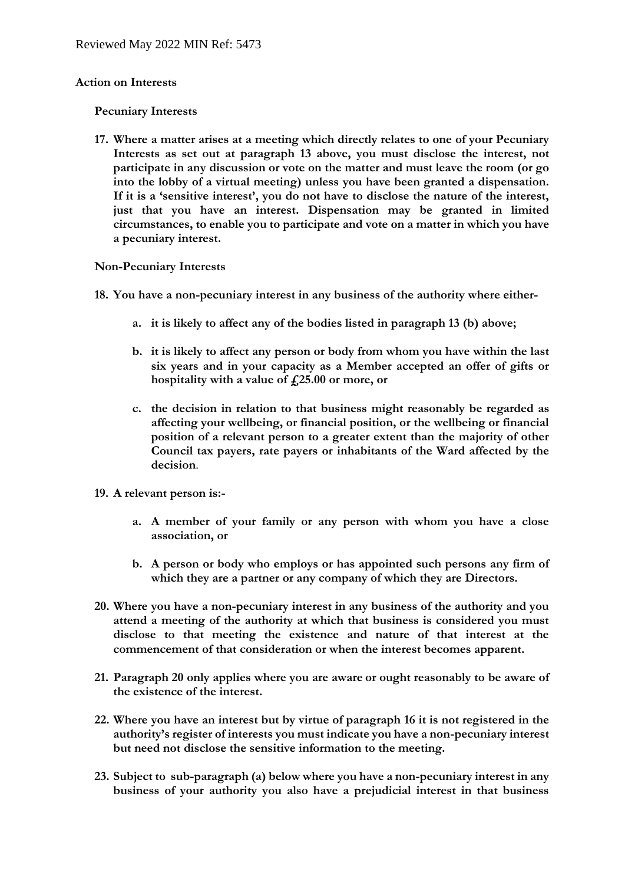Reviewed May 2022 MIN Ref: 5473

**Action on Interests**

**Pecuniary Interests**

17. **Where a matter arises at a meeting which directly relates to one of your Pecuniary Interests as set out at paragraph 13 above, you must disclose the interest, not participate in any discussion or vote on the matter and must leave the room (or go into the lobby of a virtual meeting) unless you have been granted a dispensation. If it is a 'sensitive interest', you do not have to disclose the nature of the interest, just that you have an interest. Dispensation may be granted in limited circumstances, to enable you to participate and vote on a matter in which you have a pecuniary interest.**

**Non-Pecuniary Interests**

18. **You have a non-pecuniary interest in any business of the authority where either-**

    a. **it is likely to affect any of the bodies listed in paragraph 13 (b) above;**

    b. **it is likely to affect any person or body from whom you have within the last six years and in your capacity as a Member accepted an offer of gifts or hospitality with a value of £25.00 or more, or**

    c. **the decision in relation to that business might reasonably be regarded as affecting your wellbeing, or financial position, or the wellbeing or financial position of a relevant person to a greater extent than the majority of other Council tax payers, rate payers or inhabitants of the Ward affected by the decision.**

19. **A relevant person is:-**

    a. **A member of your family or any person with whom you have a close association, or**

    b. **A person or body who employs or has appointed such persons any firm of which they are a partner or any company of which they are Directors.**

20. **Where you have a non-pecuniary interest in any business of the authority and you attend a meeting of the authority at which that business is considered you must disclose to that meeting the existence and nature of that interest at the commencement of that consideration or when the interest becomes apparent.**

21. **Paragraph 20 only applies where you are aware or ought reasonably to be aware of the existence of the interest.**

22. **Where you have an interest but by virtue of paragraph 16 it is not registered in the authority's register of interests you must indicate you have a non-pecuniary interest but need not disclose the sensitive information to the meeting.**

23. **Subject to sub-paragraph (a) below where you have a non-pecuniary interest in any business of your authority you also have a prejudicial interest in that business**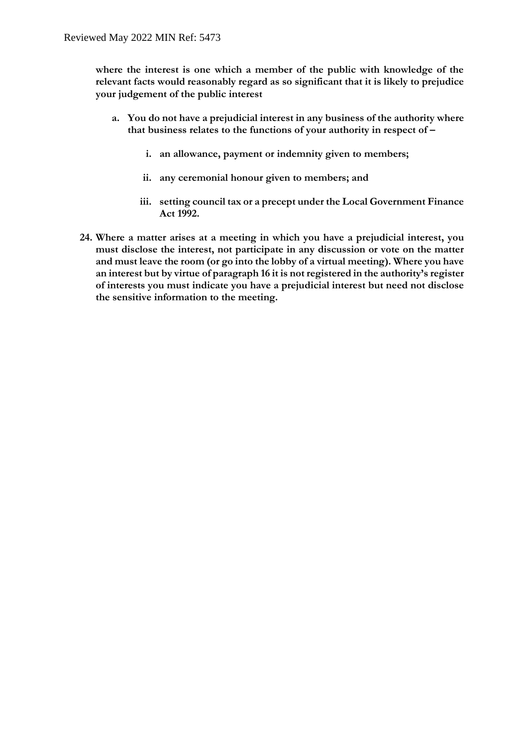**where the interest is one which a member of the public with knowledge of the relevant facts would reasonably regard as so significant that it is likely to prejudice your judgement of the public interest**

   a. **You do not have a prejudicial interest in any business of the authority where that business relates to the functions of your authority in respect of –**

      i. **an allowance, payment or indemnity given to members;**

      ii. **any ceremonial honour given to members; and**

      iii. **setting council tax or a precept under the Local Government Finance Act 1992.**

24. **Where a matter arises at a meeting in which you have a prejudicial interest, you must disclose the interest, not participate in any discussion or vote on the matter and must leave the room (or go into the lobby of a virtual meeting). Where you have an interest but by virtue of paragraph 16 it is not registered in the authority's register of interests you must indicate you have a prejudicial interest but need not disclose the sensitive information to the meeting.**